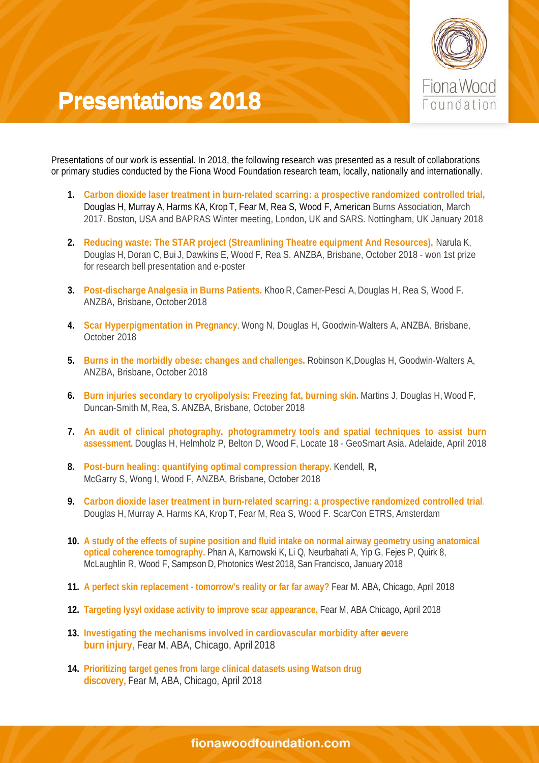# Presentations 2018

Presentations of our work is essential. In 2018, the following research was presented as a result of collaborations or primary studies conducted by the Fiona Wood Foundation research team, locally, nationally and internationally.

1. **Carbon dioxide laser treatment in burn-related scarring: a prospective randomized controlled trial,** Douglas H, Murray A, Harms KA, Krop T, Fear M, Rea S, Wood F, American Burns Association, March 2017. Boston, USA and BAPRAS Winter meeting, London, UK and SARS. Nottingham, UK January 2018

2. **Reducing waste: The STAR project (Streamlining Theatre equipment And Resources),** Narula K, Douglas H, Doran C, Bui J, Dawkins E, Wood F, Rea S. ANZBA, Brisbane, October 2018 - won 1st prize for research bell presentation and e-poster

3. **Post-discharge Analgesia in Burns Patients.** Khoo R, Camer-Pesci A, Douglas H, Rea S, Wood F. ANZBA, Brisbane, October 2018

4. **Scar Hyperpigmentation in Pregnancy**. Wong N, Douglas H, Goodwin-Walters A, ANZBA. Brisbane, October 2018

5. **Burns in the morbidly obese: changes and challenges.** Robinson K,Douglas H, Goodwin-Walters A, ANZBA, Brisbane, October 2018

6. **Burn injuries secondary to cryolipolysis: Freezing fat, burning skin.** Martins J, Douglas H, Wood F, Duncan-Smith M, Rea, S. ANZBA, Brisbane, October 2018

7. **An audit of clinical photography, photogrammetry tools and spatial techniques to assist burn assessment.** Douglas H, Helmholz P, Belton D, Wood F, Locate 18 - GeoSmart Asia. Adelaide, April 2018

8. **Post-burn healing: quantifying optimal compression therapy.** Kendell, **R,** McGarry S, Wong I, Wood F, ANZBA, Brisbane, October 2018

9. **Carbon dioxide laser treatment in burn-related scarring: a prospective randomized controlled trial**. Douglas H, Murray A, Harms KA, Krop T, Fear M, Rea S, Wood F. ScarCon ETRS, Amsterdam

10. **A study of the effects of supine position and fluid intake on normal airway geometry using anatomical optical coherence tomography.** Phan A, Karnowski K, Li Q, Neurbahati A, Yip G, Fejes P, Quirk 8, McLaughlin R, Wood F, Sampson D, Photonics West 2018, San Francisco, January 2018

11. **A perfect skin replacement - tomorrow's reality or far far away?** Fear M. ABA, Chicago, April 2018

12. **Targeting lysyl oxidase activity to improve scar appearance,** Fear M, ABA Chicago, April 2018

13. **Investigating the mechanisms involved in cardiovascular morbidity after severe burn injury,** Fear M, ABA, Chicago, April 2018

14. **Prioritizing target genes from large clinical datasets using Watson drug discovery,** Fear M, ABA, Chicago, April 2018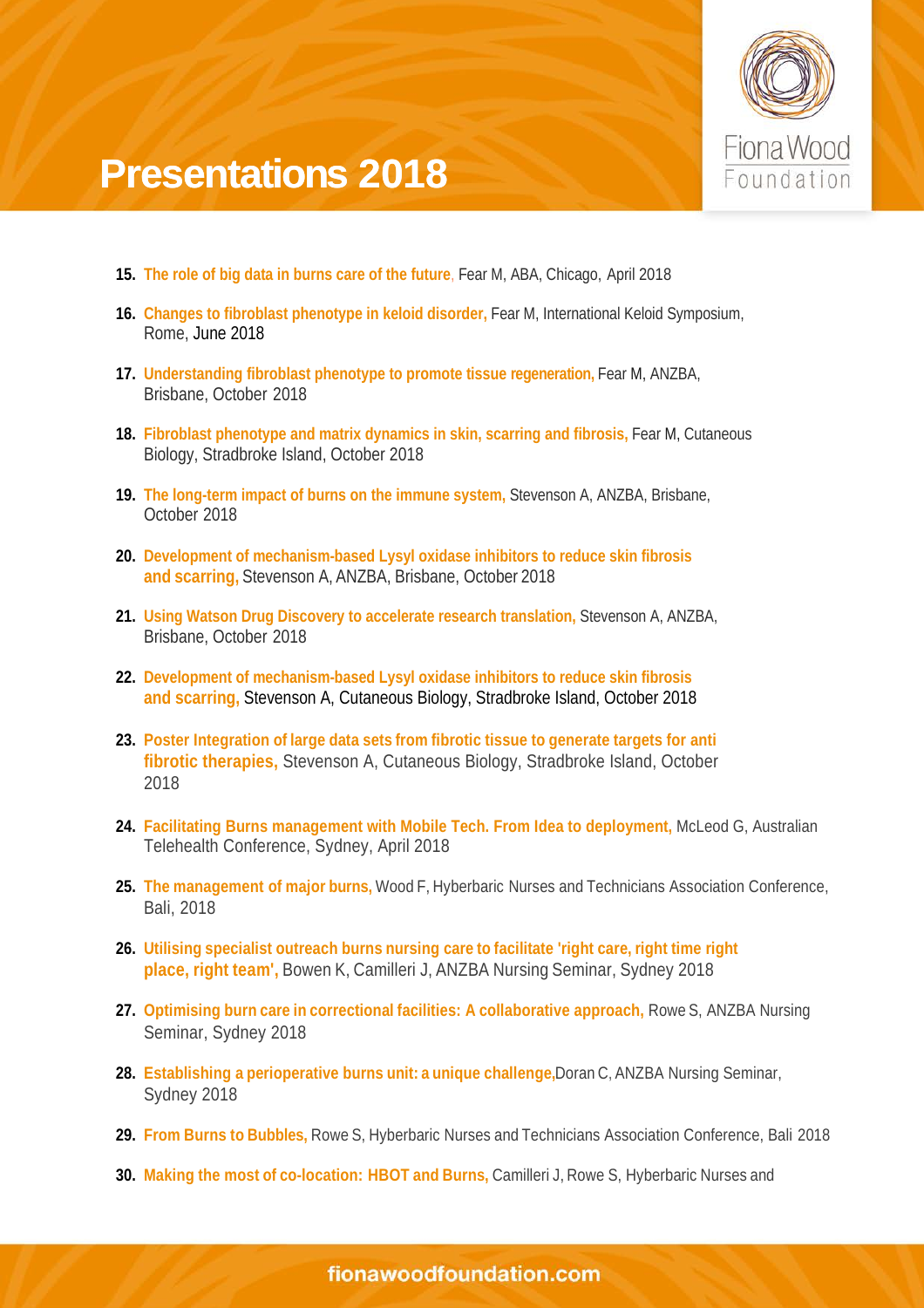# Presentations 2018

15. **The role of big data in burns care of the future**, Fear M, ABA, Chicago, April 2018

16. **Changes to fibroblast phenotype in keloid disorder,** Fear M, International Keloid Symposium, Rome, June 2018

17. **Understanding fibroblast phenotype to promote tissue regeneration,** Fear M, ANZBA, Brisbane, October 2018

18. **Fibroblast phenotype and matrix dynamics in skin, scarring and fibrosis,** Fear M, Cutaneous Biology, Stradbroke Island, October 2018

19. **The long-term impact of burns on the immune system,** Stevenson A, ANZBA, Brisbane, October 2018

20. **Development of mechanism-based Lysyl oxidase inhibitors to reduce skin fibrosis and scarring,** Stevenson A, ANZBA, Brisbane, October 2018

21. **Using Watson Drug Discovery to accelerate research translation,** Stevenson A, ANZBA, Brisbane, October 2018

22. **Development of mechanism-based Lysyl oxidase inhibitors to reduce skin fibrosis and scarring,** Stevenson A, Cutaneous Biology, Stradbroke Island, October 2018

23. **Poster Integration of large data sets from fibrotic tissue to generate targets for anti fibrotic therapies,** Stevenson A, Cutaneous Biology, Stradbroke Island, October 2018

24. **Facilitating Burns management with Mobile Tech. From Idea to deployment,** McLeod G, Australian Telehealth Conference, Sydney, April 2018

25. **The management of major burns,** Wood F, Hyberbaric Nurses and Technicians Association Conference, Bali, 2018

26. **Utilising specialist outreach burns nursing care to facilitate 'right care, right time right place, right team',** Bowen K, Camilleri J, ANZBA Nursing Seminar, Sydney 2018

27. **Optimising burn care in correctional facilities: A collaborative approach,** Rowe S, ANZBA Nursing Seminar, Sydney 2018

28. **Establishing a perioperative burns unit: a unique challenge,** Doran C, ANZBA Nursing Seminar, Sydney 2018

29. **From Burns to Bubbles,** Rowe S, Hyberbaric Nurses and Technicians Association Conference, Bali 2018

30. **Making the most of co-location: HBOT and Burns,** Camilleri J, Rowe S, Hyberbaric Nurses and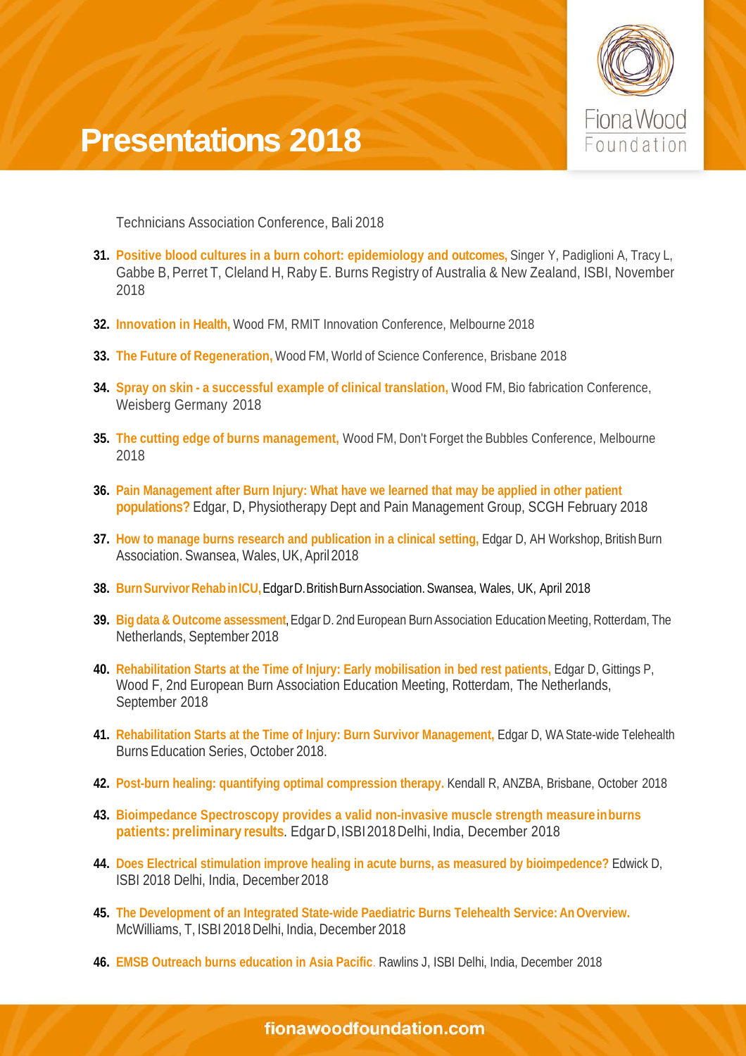# Presentations 2018

Technicians Association Conference, Bali 2018

31. **Positive blood cultures in a burn cohort: epidemiology and outcomes,** Singer Y, Padiglioni A, Tracy L, Gabbe B, Perret T, Cleland H, Raby E. Burns Registry of Australia & New Zealand, ISBI, November 2018

32. **Innovation in Health,** Wood FM, RMIT Innovation Conference, Melbourne 2018

33. **The Future of Regeneration,** Wood FM, World of Science Conference, Brisbane 2018

34. **Spray on skin - a successful example of clinical translation,** Wood FM, Bio fabrication Conference, Weisberg Germany 2018

35. **The cutting edge of burns management,** Wood FM, Don't Forget the Bubbles Conference, Melbourne 2018

36. **Pain Management after Burn Injury: What have we learned that may be applied in other patient populations?** Edgar, D, Physiotherapy Dept and Pain Management Group, SCGH February 2018

37. **How to manage burns research and publication in a clinical setting,** Edgar D, AH Workshop, British Burn Association. Swansea, Wales, UK, April 2018

38. **Burn Survivor Rehab in ICU,** Edgar D. British Burn Association. Swansea, Wales, UK, April 2018

39. **Big data & Outcome assessment,** Edgar D. 2nd European Burn Association Education Meeting, Rotterdam, The Netherlands, September 2018

40. **Rehabilitation Starts at the Time of Injury: Early mobilisation in bed rest patients,** Edgar D, Gittings P, Wood F, 2nd European Burn Association Education Meeting, Rotterdam, The Netherlands, September 2018

41. **Rehabilitation Starts at the Time of Injury: Burn Survivor Management,** Edgar D, WA State-wide Telehealth Burns Education Series, October 2018.

42. **Post-burn healing: quantifying optimal compression therapy.** Kendall R, ANZBA, Brisbane, October 2018

43. **Bioimpedance Spectroscopy provides a valid non-invasive muscle strength measure in burns patients: preliminary results.** Edgar D, ISBI 2018 Delhi, India, December 2018

44. **Does Electrical stimulation improve healing in acute burns, as measured by bioimpedence?** Edwick D, ISBI 2018 Delhi, India, December 2018

45. **The Development of an Integrated State-wide Paediatric Burns Telehealth Service: An Overview.** McWilliams, T, ISBI 2018 Delhi, India, December 2018

46. **EMSB Outreach burns education in Asia Pacific.** Rawlins J, ISBI Delhi, India, December 2018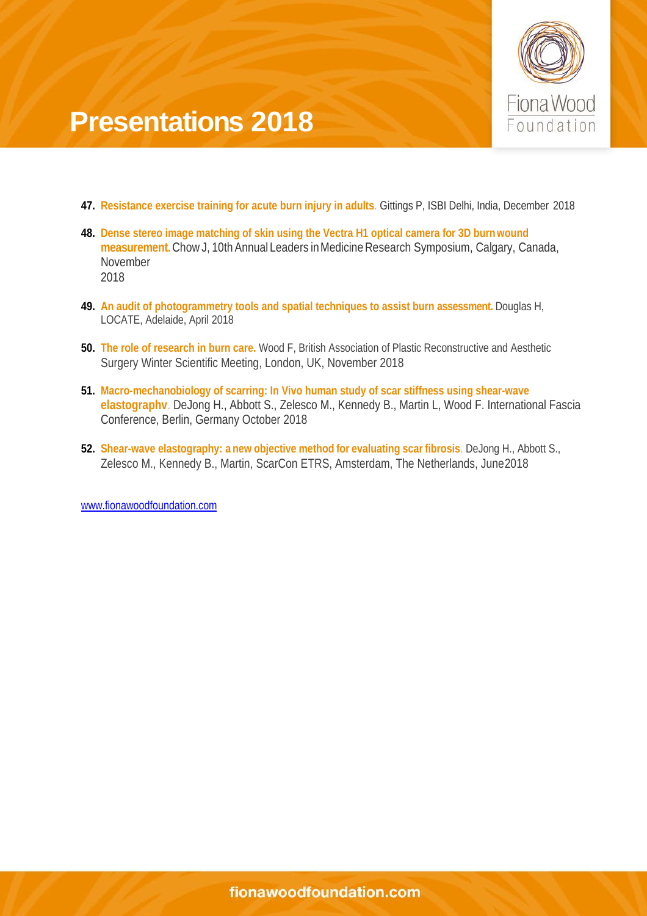# Presentations 2018

47. **Resistance exercise training for acute burn injury in adults**. Gittings P, ISBI Delhi, India, December 2018

48. **Dense stereo image matching of skin using the Vectra H1 optical camera for 3D burn wound measurement.** Chow J, 10th Annual Leaders in Medicine Research Symposium, Calgary, Canada, November 2018

49. **An audit of photogrammetry tools and spatial techniques to assist burn assessment.** Douglas H, LOCATE, Adelaide, April 2018

50. **The role of research in burn care.** Wood F, British Association of Plastic Reconstructive and Aesthetic Surgery Winter Scientific Meeting, London, UK, November 2018

51. **Macro-mechanobiology of scarring: In Vivo human study of scar stiffness using shear-wave elastography**. DeJong H., Abbott S., Zelesco M., Kennedy B., Martin L, Wood F. International Fascia Conference, Berlin, Germany October 2018

52. **Shear-wave elastography: a new objective method for evaluating scar fibrosis**. DeJong H., Abbott S., Zelesco M., Kennedy B., Martin, ScarCon ETRS, Amsterdam, The Netherlands, June 2018

www.fionawoodfoundation.com